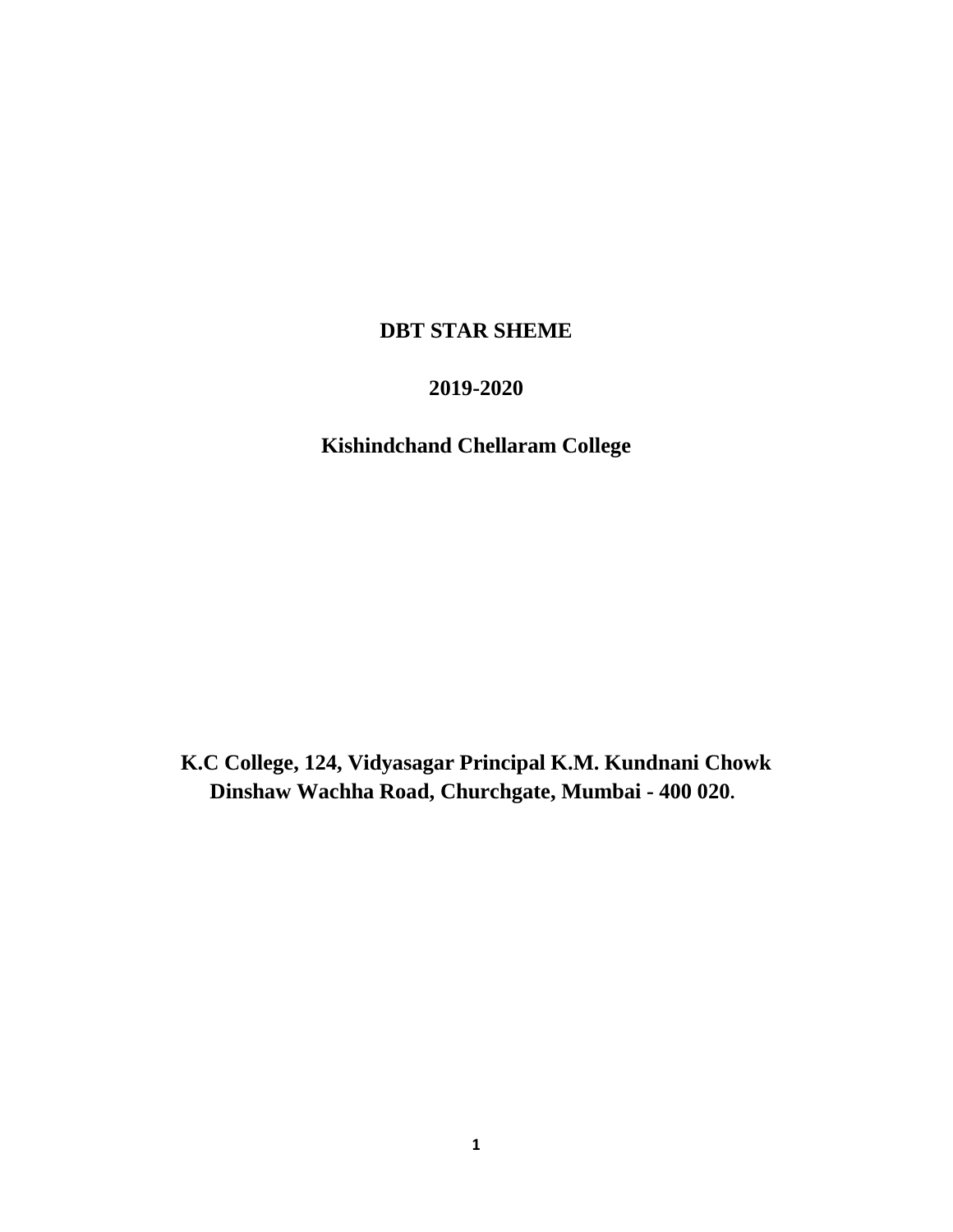# DBT STAR SHEME

## 2019-2020

## Kishindchand Chellaram College

**K.C College, 124, Vidyasagar Principal K.M. Kundnani Chowk**
**Dinshaw Wachha Road, Churchgate, Mumbai - 400 020.**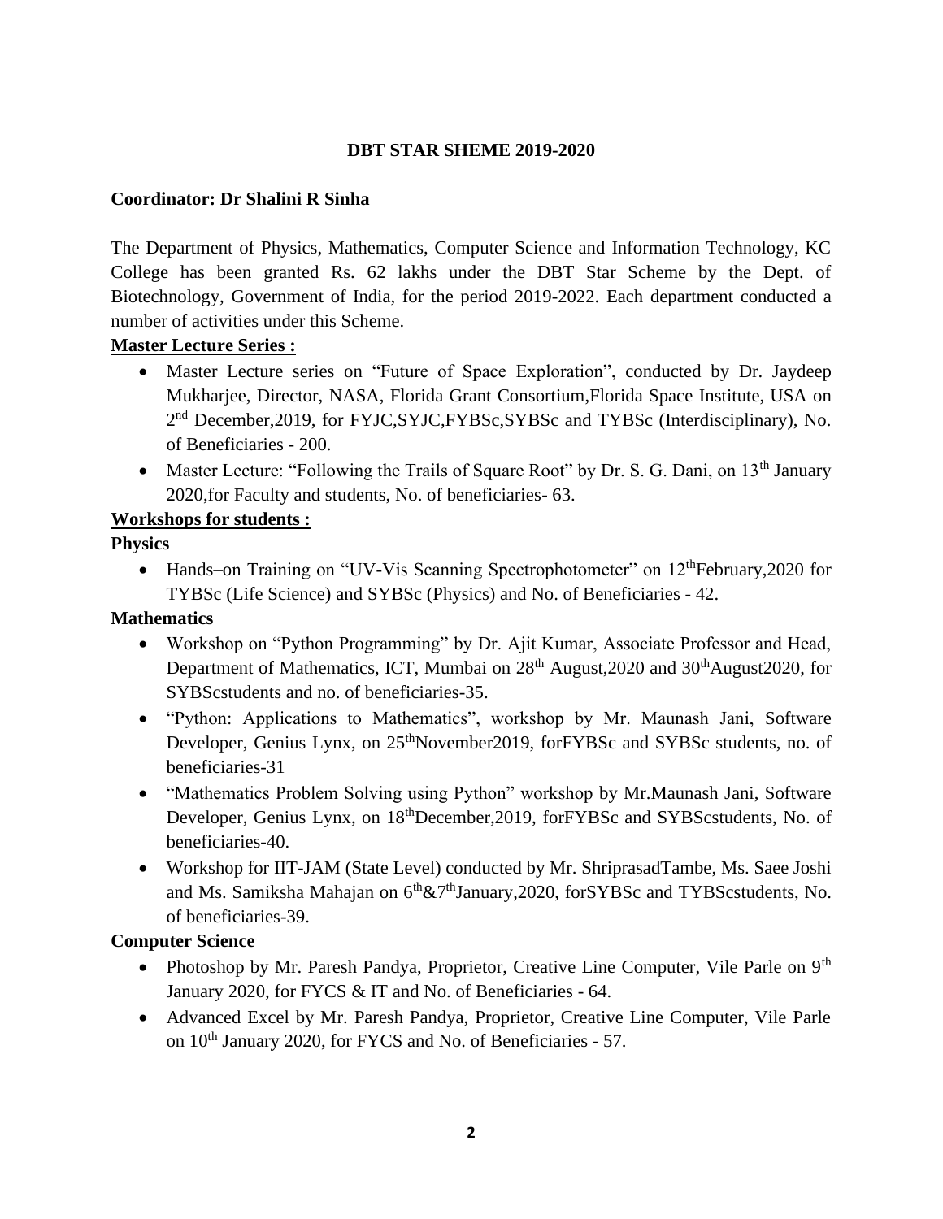**DBT STAR SHEME 2019-2020**

**Coordinator: Dr Shalini R Sinha**

The Department of Physics, Mathematics, Computer Science and Information Technology, KC College has been granted Rs. 62 lakhs under the DBT Star Scheme by the Dept. of Biotechnology, Government of India, for the period 2019-2022. Each department conducted a number of activities under this Scheme.

**<u>Master Lecture Series :</u>**

- Master Lecture series on "Future of Space Exploration", conducted by Dr. Jaydeep Mukharjee, Director, NASA, Florida Grant Consortium,Florida Space Institute, USA on 2nd December,2019, for FYJC,SYJC,FYBSc,SYBSc and TYBSc (Interdisciplinary), No. of Beneficiaries - 200.
- Master Lecture: "Following the Trails of Square Root" by Dr. S. G. Dani, on 13th January 2020,for Faculty and students, No. of beneficiaries- 63.

**<u>Workshops for students :</u>**

**Physics**

- Hands–on Training on "UV-Vis Scanning Spectrophotometer" on 12thFebruary,2020 for TYBSc (Life Science) and SYBSc (Physics) and No. of Beneficiaries - 42.

**Mathematics**

- Workshop on "Python Programming" by Dr. Ajit Kumar, Associate Professor and Head, Department of Mathematics, ICT, Mumbai on 28th August,2020 and 30thAugust2020, for SYBScstudents and no. of beneficiaries-35.
- "Python: Applications to Mathematics", workshop by Mr. Maunash Jani, Software Developer, Genius Lynx, on 25thNovember2019, forFYBSc and SYBSc students, no. of beneficiaries-31
- "Mathematics Problem Solving using Python" workshop by Mr.Maunash Jani, Software Developer, Genius Lynx, on 18thDecember,2019, forFYBSc and SYBScstudents, No. of beneficiaries-40.
- Workshop for IIT-JAM (State Level) conducted by Mr. ShriprasadTambe, Ms. Saee Joshi and Ms. Samiksha Mahajan on 6th&7thJanuary,2020, forSYBSc and TYBScstudents, No. of beneficiaries-39.

**Computer Science**

- Photoshop by Mr. Paresh Pandya, Proprietor, Creative Line Computer, Vile Parle on 9th January 2020, for FYCS & IT and No. of Beneficiaries - 64.
- Advanced Excel by Mr. Paresh Pandya, Proprietor, Creative Line Computer, Vile Parle on 10th January 2020, for FYCS and No. of Beneficiaries - 57.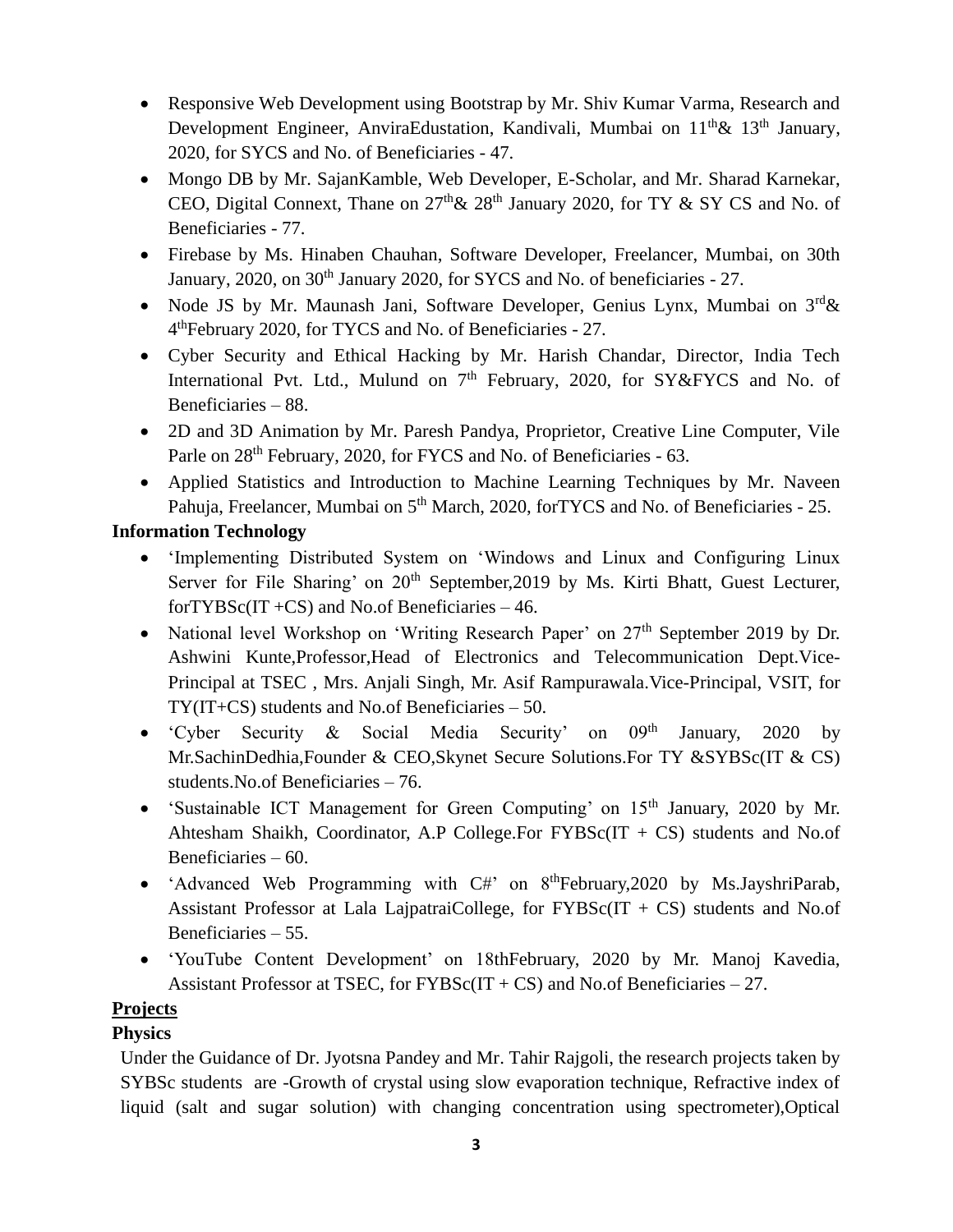- Responsive Web Development using Bootstrap by Mr. Shiv Kumar Varma, Research and Development Engineer, AnviraEdustation, Kandivali, Mumbai on 11th& 13th January, 2020, for SYCS and No. of Beneficiaries - 47.
- Mongo DB by Mr. SajanKamble, Web Developer, E-Scholar, and Mr. Sharad Karnekar, CEO, Digital Connext, Thane on 27th& 28th January 2020, for TY & SY CS and No. of Beneficiaries - 77.
- Firebase by Ms. Hinaben Chauhan, Software Developer, Freelancer, Mumbai, on 30th January, 2020, on 30th January 2020, for SYCS and No. of beneficiaries - 27.
- Node JS by Mr. Maunash Jani, Software Developer, Genius Lynx, Mumbai on 3rd& 4thFebruary 2020, for TYCS and No. of Beneficiaries - 27.
- Cyber Security and Ethical Hacking by Mr. Harish Chandar, Director, India Tech International Pvt. Ltd., Mulund on 7th February, 2020, for SY&FYCS and No. of Beneficiaries – 88.
- 2D and 3D Animation by Mr. Paresh Pandya, Proprietor, Creative Line Computer, Vile Parle on 28th February, 2020, for FYCS and No. of Beneficiaries - 63.
- Applied Statistics and Introduction to Machine Learning Techniques by Mr. Naveen Pahuja, Freelancer, Mumbai on 5th March, 2020, forTYCS and No. of Beneficiaries - 25.

**Information Technology**

- 'Implementing Distributed System on 'Windows and Linux and Configuring Linux Server for File Sharing' on 20th September,2019 by Ms. Kirti Bhatt, Guest Lecturer, forTYBSc(IT +CS) and No.of Beneficiaries – 46.
- National level Workshop on 'Writing Research Paper' on 27th September 2019 by Dr. Ashwini Kunte,Professor,Head of Electronics and Telecommunication Dept.Vice-Principal at TSEC , Mrs. Anjali Singh, Mr. Asif Rampurawala.Vice-Principal, VSIT, for TY(IT+CS) students and No.of Beneficiaries – 50.
- 'Cyber Security & Social Media Security' on 09th January, 2020 by Mr.SachinDedhia,Founder & CEO,Skynet Secure Solutions.For TY &SYBSc(IT & CS) students.No.of Beneficiaries – 76.
- 'Sustainable ICT Management for Green Computing' on 15th January, 2020 by Mr. Ahtesham Shaikh, Coordinator, A.P College.For FYBSc(IT + CS) students and No.of Beneficiaries – 60.
- 'Advanced Web Programming with C#' on 8thFebruary,2020 by Ms.JayshriParab, Assistant Professor at Lala LajpatraiCollege, for FYBSc(IT + CS) students and No.of Beneficiaries – 55.
- 'YouTube Content Development' on 18thFebruary, 2020 by Mr. Manoj Kavedia, Assistant Professor at TSEC, for FYBSc(IT + CS) and No.of Beneficiaries – 27.

**Projects**

**Physics**

Under the Guidance of Dr. Jyotsna Pandey and Mr. Tahir Rajgoli, the research projects taken by SYBSc students are -Growth of crystal using slow evaporation technique, Refractive index of liquid (salt and sugar solution) with changing concentration using spectrometer),Optical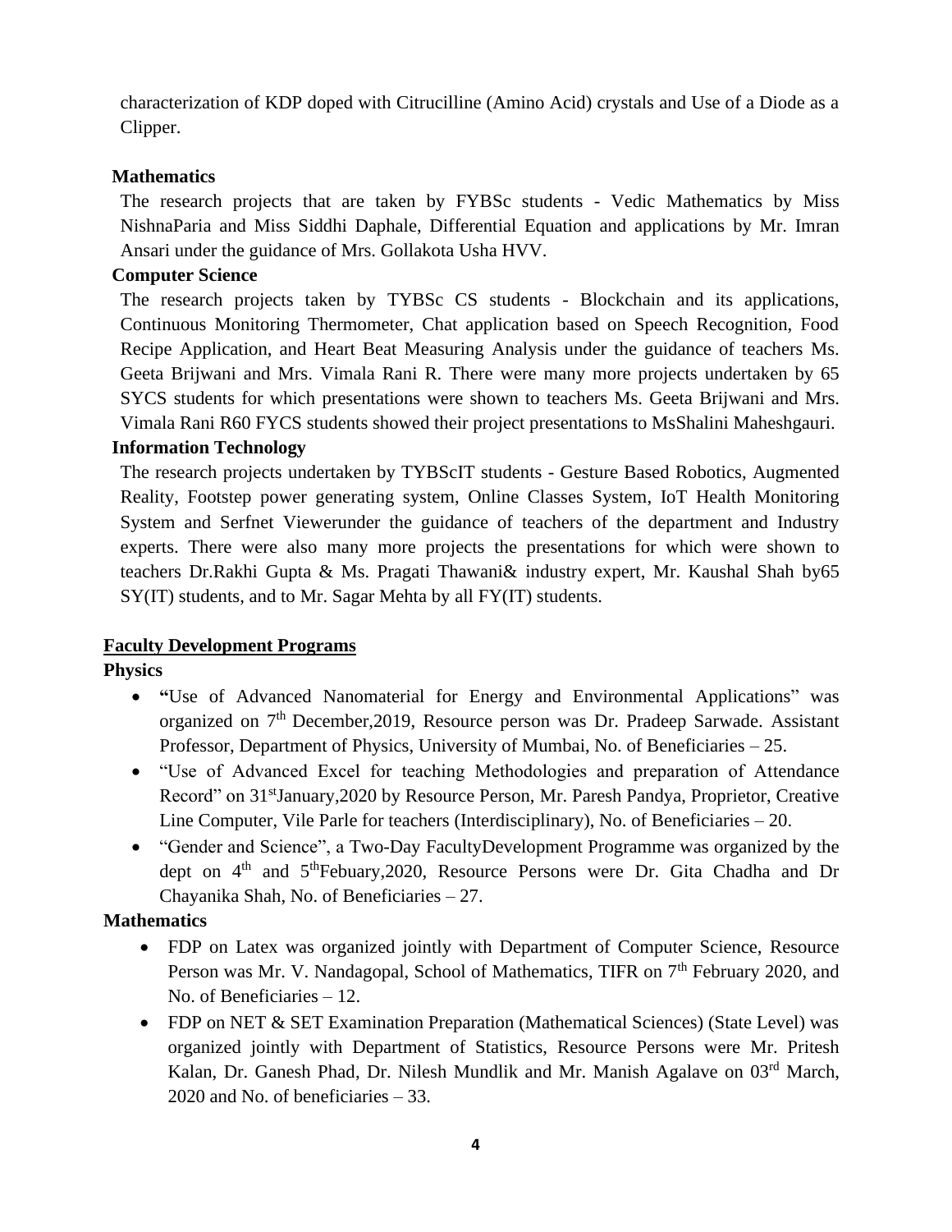characterization of KDP doped with Citrucilline (Amino Acid) crystals and Use of a Diode as a Clipper.

**Mathematics**

The research projects that are taken by FYBSc students - Vedic Mathematics by Miss NishnaParia and Miss Siddhi Daphale, Differential Equation and applications by Mr. Imran Ansari under the guidance of Mrs. Gollakota Usha HVV.

**Computer Science**

The research projects taken by TYBSc CS students - Blockchain and its applications, Continuous Monitoring Thermometer, Chat application based on Speech Recognition, Food Recipe Application, and Heart Beat Measuring Analysis under the guidance of teachers Ms. Geeta Brijwani and Mrs. Vimala Rani R. There were many more projects undertaken by 65 SYCS students for which presentations were shown to teachers Ms. Geeta Brijwani and Mrs. Vimala Rani R60 FYCS students showed their project presentations to MsShalini Maheshgauri.

**Information Technology**

The research projects undertaken by TYBScIT students - Gesture Based Robotics, Augmented Reality, Footstep power generating system, Online Classes System, IoT Health Monitoring System and Serfnet Viewerunder the guidance of teachers of the department and Industry experts. There were also many more projects the presentations for which were shown to teachers Dr.Rakhi Gupta & Ms. Pragati Thawani& industry expert, Mr. Kaushal Shah by65 SY(IT) students, and to Mr. Sagar Mehta by all FY(IT) students.

## Faculty Development Programs

**Physics**

- **"**Use of Advanced Nanomaterial for Energy and Environmental Applications" was organized on 7th December,2019, Resource person was Dr. Pradeep Sarwade. Assistant Professor, Department of Physics, University of Mumbai, No. of Beneficiaries – 25.
- "Use of Advanced Excel for teaching Methodologies and preparation of Attendance Record" on 31stJanuary,2020 by Resource Person, Mr. Paresh Pandya, Proprietor, Creative Line Computer, Vile Parle for teachers (Interdisciplinary), No. of Beneficiaries – 20.
- "Gender and Science", a Two-Day FacultyDevelopment Programme was organized by the dept on 4th and 5thFebuary,2020, Resource Persons were Dr. Gita Chadha and Dr Chayanika Shah, No. of Beneficiaries – 27.

**Mathematics**

- FDP on Latex was organized jointly with Department of Computer Science, Resource Person was Mr. V. Nandagopal, School of Mathematics, TIFR on 7th February 2020, and No. of Beneficiaries – 12.
- FDP on NET & SET Examination Preparation (Mathematical Sciences) (State Level) was organized jointly with Department of Statistics, Resource Persons were Mr. Pritesh Kalan, Dr. Ganesh Phad, Dr. Nilesh Mundlik and Mr. Manish Agalave on 03rd March, 2020 and No. of beneficiaries – 33.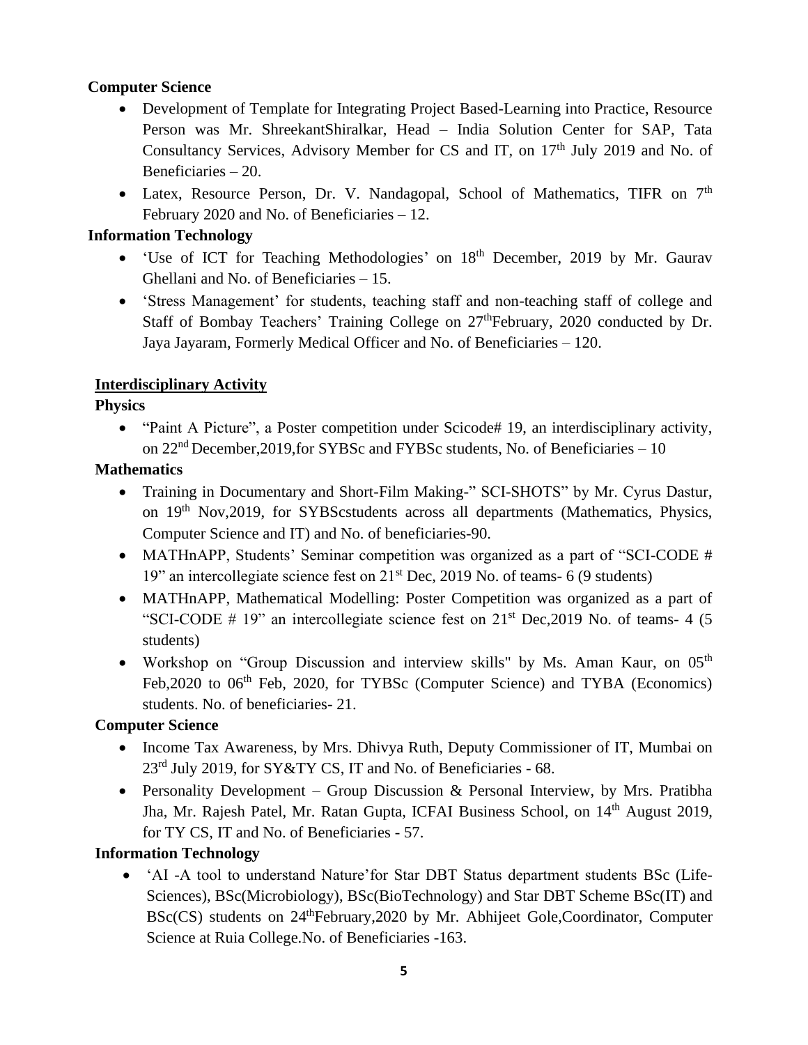**Computer Science**

- Development of Template for Integrating Project Based-Learning into Practice, Resource Person was Mr. ShreekantShiralkar, Head – India Solution Center for SAP, Tata Consultancy Services, Advisory Member for CS and IT, on 17th July 2019 and No. of Beneficiaries – 20.
- Latex, Resource Person, Dr. V. Nandagopal, School of Mathematics, TIFR on 7th February 2020 and No. of Beneficiaries – 12.

**Information Technology**

- 'Use of ICT for Teaching Methodologies' on 18th December, 2019 by Mr. Gaurav Ghellani and No. of Beneficiaries – 15.
- 'Stress Management' for students, teaching staff and non-teaching staff of college and Staff of Bombay Teachers' Training College on 27thFebruary, 2020 conducted by Dr. Jaya Jayaram, Formerly Medical Officer and No. of Beneficiaries – 120.

**Interdisciplinary Activity**

**Physics**

- "Paint A Picture", a Poster competition under Scicode# 19, an interdisciplinary activity, on 22nd December,2019,for SYBSc and FYBSc students, No. of Beneficiaries – 10

**Mathematics**

- Training in Documentary and Short-Film Making-" SCI-SHOTS" by Mr. Cyrus Dastur, on 19th Nov,2019, for SYBScstudents across all departments (Mathematics, Physics, Computer Science and IT) and No. of beneficiaries-90.
- MATHnAPP, Students' Seminar competition was organized as a part of "SCI-CODE # 19" an intercollegiate science fest on 21st Dec, 2019 No. of teams- 6 (9 students)
- MATHnAPP, Mathematical Modelling: Poster Competition was organized as a part of "SCI-CODE # 19" an intercollegiate science fest on 21st Dec,2019 No. of teams- 4 (5 students)
- Workshop on "Group Discussion and interview skills" by Ms. Aman Kaur, on 05th Feb,2020 to 06th Feb, 2020, for TYBSc (Computer Science) and TYBA (Economics) students. No. of beneficiaries- 21.

**Computer Science**

- Income Tax Awareness, by Mrs. Dhivya Ruth, Deputy Commissioner of IT, Mumbai on 23rd July 2019, for SY&TY CS, IT and No. of Beneficiaries - 68.
- Personality Development – Group Discussion & Personal Interview, by Mrs. Pratibha Jha, Mr. Rajesh Patel, Mr. Ratan Gupta, ICFAI Business School, on 14th August 2019, for TY CS, IT and No. of Beneficiaries - 57.

**Information Technology**

- 'AI -A tool to understand Nature'for Star DBT Status department students BSc (Life-Sciences), BSc(Microbiology), BSc(BioTechnology) and Star DBT Scheme BSc(IT) and BSc(CS) students on 24thFebruary,2020 by Mr. Abhijeet Gole,Coordinator, Computer Science at Ruia College.No. of Beneficiaries -163.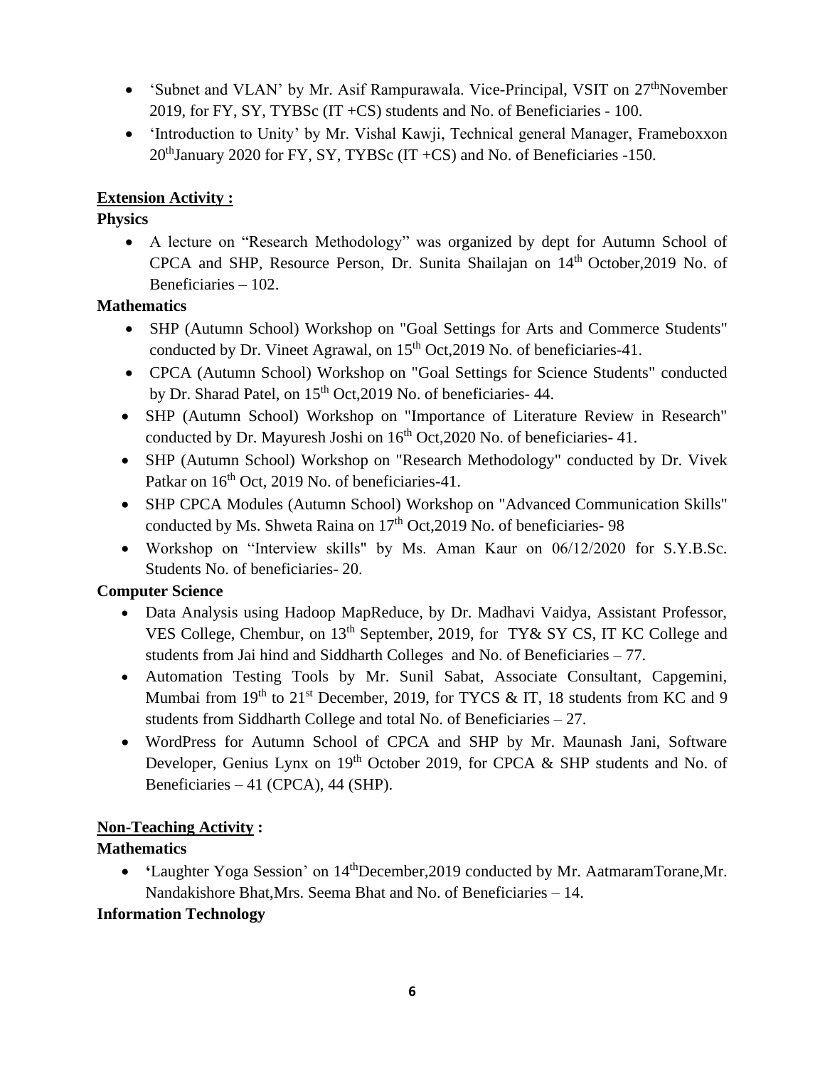- 'Subnet and VLAN' by Mr. Asif Rampurawala. Vice-Principal, VSIT on 27thNovember 2019, for FY, SY, TYBSc (IT +CS) students and No. of Beneficiaries - 100.
- 'Introduction to Unity' by Mr. Vishal Kawji, Technical general Manager, Frameboxxon 20thJanuary 2020 for FY, SY, TYBSc (IT +CS) and No. of Beneficiaries -150.

**Extension Activity :**

**Physics**

- A lecture on "Research Methodology" was organized by dept for Autumn School of CPCA and SHP, Resource Person, Dr. Sunita Shailajan on 14th October,2019 No. of Beneficiaries – 102.

**Mathematics**

- SHP (Autumn School) Workshop on "Goal Settings for Arts and Commerce Students" conducted by Dr. Vineet Agrawal, on 15th Oct,2019 No. of beneficiaries-41.
- CPCA (Autumn School) Workshop on "Goal Settings for Science Students" conducted by Dr. Sharad Patel, on 15th Oct,2019 No. of beneficiaries- 44.
- SHP (Autumn School) Workshop on "Importance of Literature Review in Research" conducted by Dr. Mayuresh Joshi on 16th Oct,2020 No. of beneficiaries- 41.
- SHP (Autumn School) Workshop on "Research Methodology" conducted by Dr. Vivek Patkar on 16th Oct, 2019 No. of beneficiaries-41.
- SHP CPCA Modules (Autumn School) Workshop on "Advanced Communication Skills" conducted by Ms. Shweta Raina on 17th Oct,2019 No. of beneficiaries- 98
- Workshop on "Interview skills" by Ms. Aman Kaur on 06/12/2020 for S.Y.B.Sc. Students No. of beneficiaries- 20.

**Computer Science**

- Data Analysis using Hadoop MapReduce, by Dr. Madhavi Vaidya, Assistant Professor, VES College, Chembur, on 13th September, 2019, for TY& SY CS, IT KC College and students from Jai hind and Siddharth Colleges and No. of Beneficiaries – 77.
- Automation Testing Tools by Mr. Sunil Sabat, Associate Consultant, Capgemini, Mumbai from 19th to 21st December, 2019, for TYCS & IT, 18 students from KC and 9 students from Siddharth College and total No. of Beneficiaries – 27.
- WordPress for Autumn School of CPCA and SHP by Mr. Maunash Jani, Software Developer, Genius Lynx on 19th October 2019, for CPCA & SHP students and No. of Beneficiaries – 41 (CPCA), 44 (SHP).

**Non-Teaching Activity :**

**Mathematics**

- 'Laughter Yoga Session' on 14thDecember,2019 conducted by Mr. AatmaramTorane,Mr. Nandakishore Bhat,Mrs. Seema Bhat and No. of Beneficiaries – 14.

**Information Technology**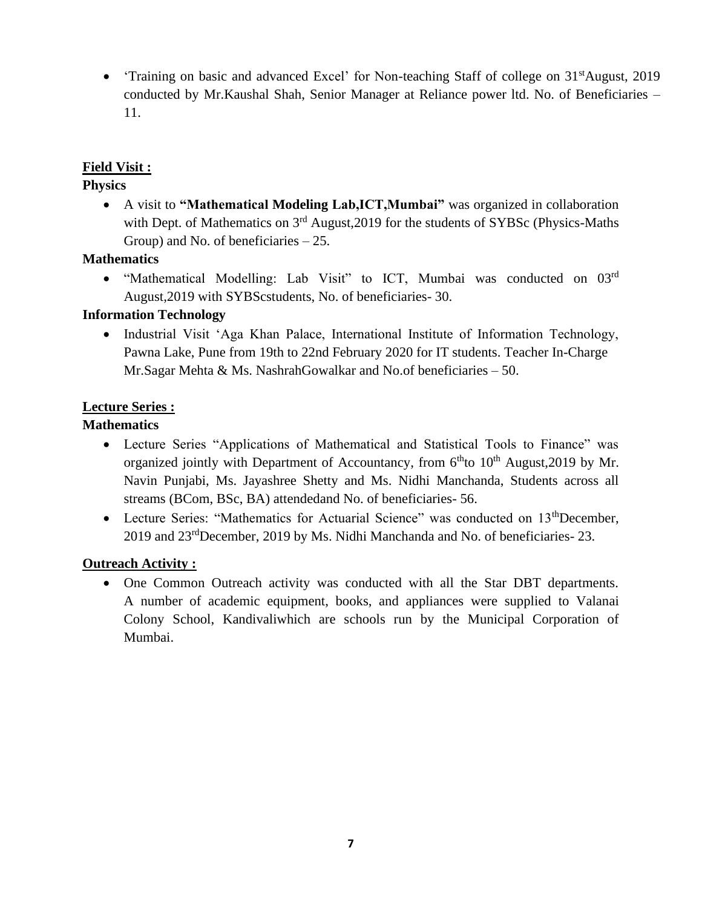- 'Training on basic and advanced Excel' for Non-teaching Staff of college on 31stAugust, 2019 conducted by Mr.Kaushal Shah, Senior Manager at Reliance power ltd. No. of Beneficiaries – 11.

## Field Visit :

### Physics

- A visit to **"Mathematical Modeling Lab,ICT,Mumbai"** was organized in collaboration with Dept. of Mathematics on 3rd August,2019 for the students of SYBSc (Physics-Maths Group) and No. of beneficiaries – 25.

### Mathematics

- "Mathematical Modelling: Lab Visit" to ICT, Mumbai was conducted on 03rd August,2019 with SYBScstudents, No. of beneficiaries- 30.

### Information Technology

- Industrial Visit 'Aga Khan Palace, International Institute of Information Technology, Pawna Lake, Pune from 19th to 22nd February 2020 for IT students. Teacher In-Charge Mr.Sagar Mehta & Ms. NashrahGowalkar and No.of beneficiaries – 50.

## Lecture Series :

### Mathematics

- Lecture Series "Applications of Mathematical and Statistical Tools to Finance" was organized jointly with Department of Accountancy, from 6thto 10th August,2019 by Mr. Navin Punjabi, Ms. Jayashree Shetty and Ms. Nidhi Manchanda, Students across all streams (BCom, BSc, BA) attendedand No. of beneficiaries- 56.
- Lecture Series: "Mathematics for Actuarial Science" was conducted on 13thDecember, 2019 and 23rdDecember, 2019 by Ms. Nidhi Manchanda and No. of beneficiaries- 23.

## Outreach Activity :

- One Common Outreach activity was conducted with all the Star DBT departments. A number of academic equipment, books, and appliances were supplied to Valanai Colony School, Kandivaliwhich are schools run by the Municipal Corporation of Mumbai.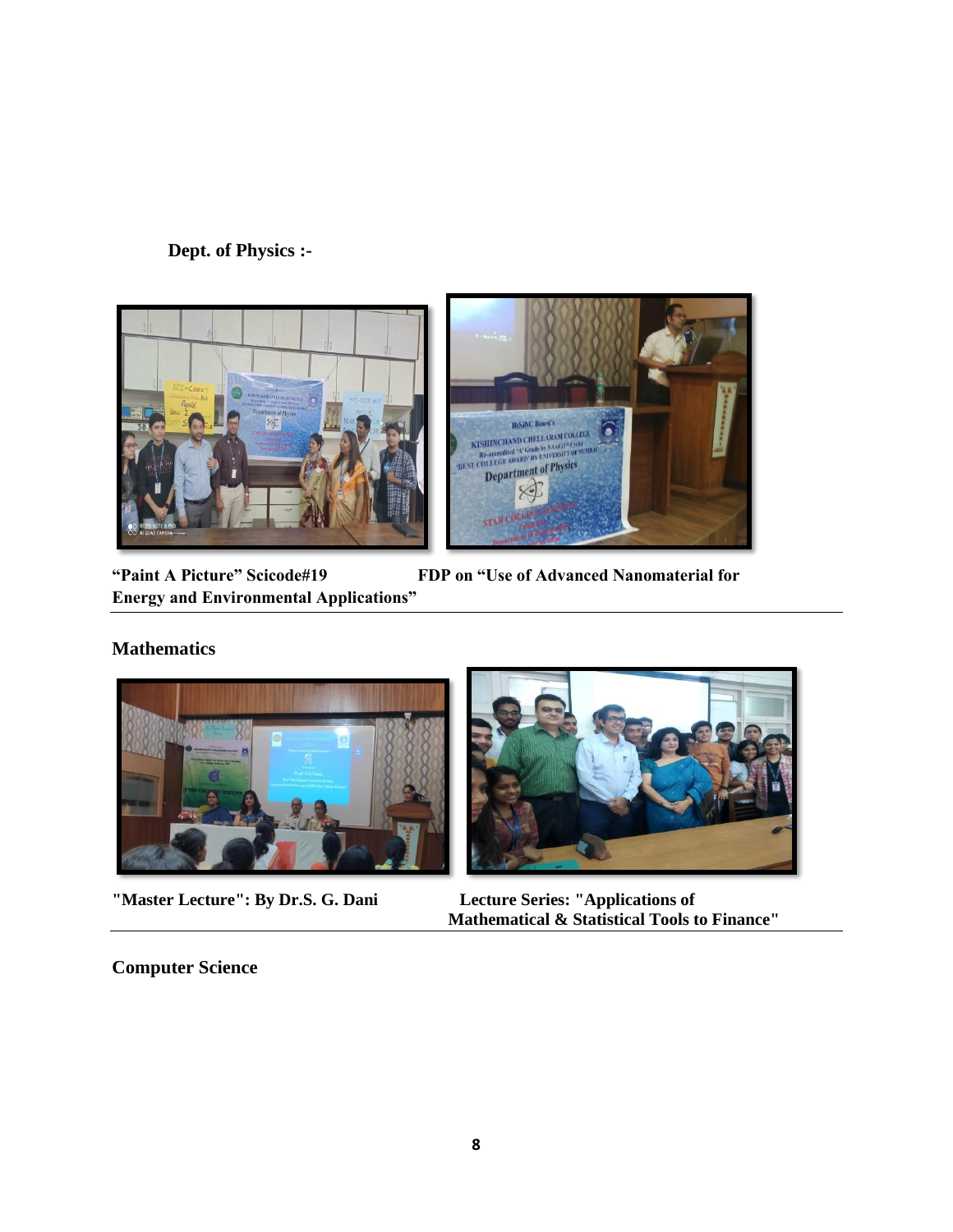**Dept. of Physics :-**

“Paint A Picture” Scicode#19

FDP on “Use of Advanced Nanomaterial for Energy and Environmental Applications”

**Mathematics**

"Master Lecture": By Dr.S. G. Dani

Lecture Series: "Applications of Mathematical & Statistical Tools to Finance"

**Computer Science**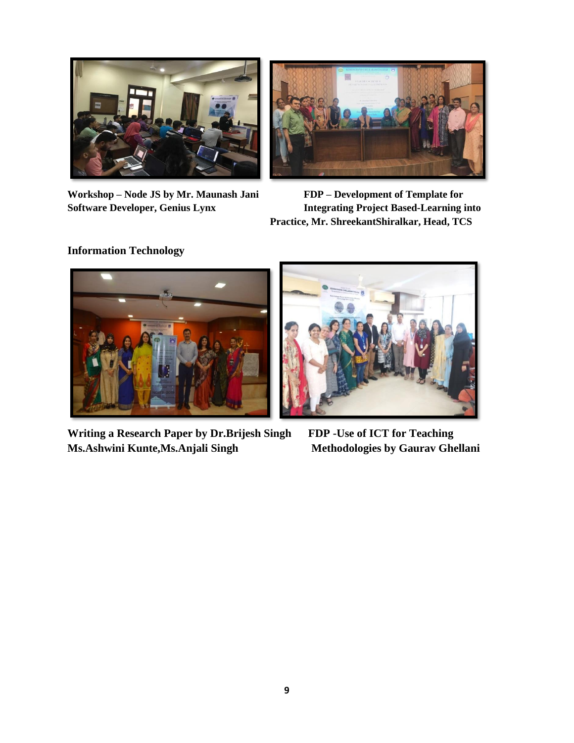**Workshop – Node JS by Mr. Maunash Jani Software Developer, Genius Lynx**

**FDP – Development of Template for Integrating Project Based-Learning into Practice, Mr. ShreekantShiralkar, Head, TCS**

**Information Technology**

**Writing a Research Paper by Dr.Brijesh Singh Ms.Ashwini Kunte,Ms.Anjali Singh**

**FDP -Use of ICT for Teaching Methodologies by Gaurav Ghellani**